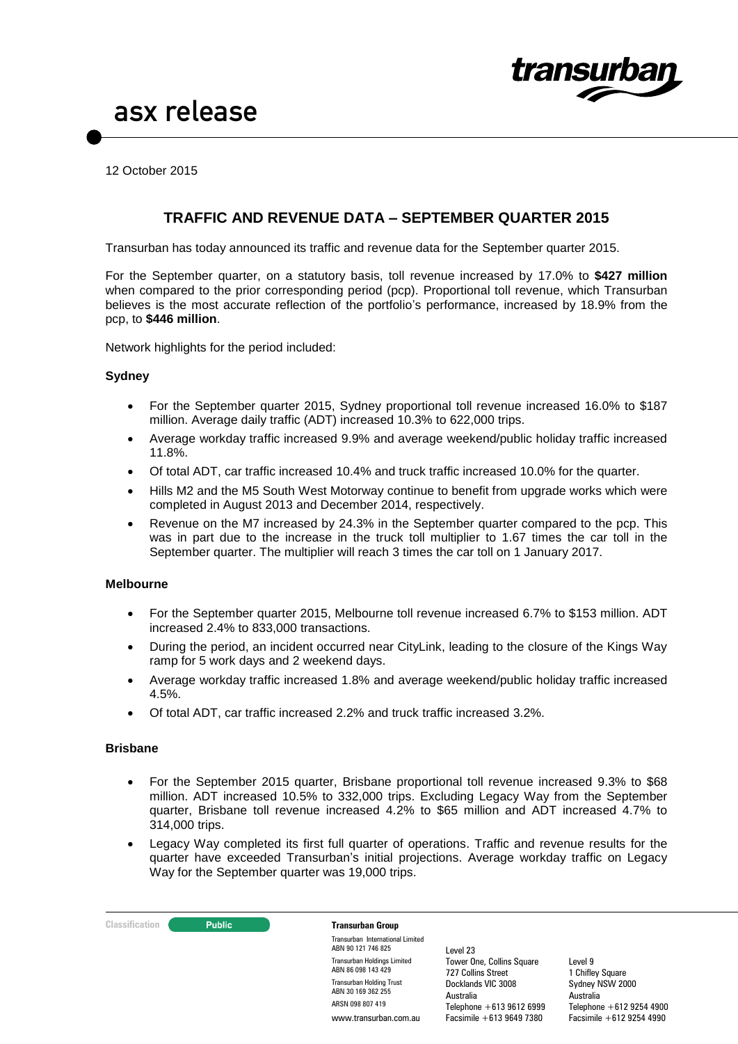# asx release

12 October 2015

## TRAFFIC AND REVENUE DATA – SEPTEMBER QUARTER 2015

Transurban has today announced its traffic and revenue data for the September quarter 2015.

For the September quarter, on a statutory basis, toll revenue increased by 17.0% to **$427 million** when compared to the prior corresponding period (pcp). Proportional toll revenue, which Transurban believes is the most accurate reflection of the portfolio's performance, increased by 18.9% from the pcp, to **$446 million**.

Network highlights for the period included:

### Sydney

- For the September quarter 2015, Sydney proportional toll revenue increased 16.0% to $187 million. Average daily traffic (ADT) increased 10.3% to 622,000 trips.
- Average workday traffic increased 9.9% and average weekend/public holiday traffic increased 11.8%.
- Of total ADT, car traffic increased 10.4% and truck traffic increased 10.0% for the quarter.
- Hills M2 and the M5 South West Motorway continue to benefit from upgrade works which were completed in August 2013 and December 2014, respectively.
- Revenue on the M7 increased by 24.3% in the September quarter compared to the pcp. This was in part due to the increase in the truck toll multiplier to 1.67 times the car toll in the September quarter. The multiplier will reach 3 times the car toll on 1 January 2017.

### Melbourne

- For the September quarter 2015, Melbourne toll revenue increased 6.7% to $153 million. ADT increased 2.4% to 833,000 transactions.
- During the period, an incident occurred near CityLink, leading to the closure of the Kings Way ramp for 5 work days and 2 weekend days.
- Average workday traffic increased 1.8% and average weekend/public holiday traffic increased 4.5%.
- Of total ADT, car traffic increased 2.2% and truck traffic increased 3.2%.

### Brisbane

- For the September 2015 quarter, Brisbane proportional toll revenue increased 9.3% to $68 million. ADT increased 10.5% to 332,000 trips. Excluding Legacy Way from the September quarter, Brisbane toll revenue increased 4.2% to $65 million and ADT increased 4.7% to 314,000 trips.
- Legacy Way completed its first full quarter of operations. Traffic and revenue results for the quarter have exceeded Transurban's initial projections. Average workday traffic on Legacy Way for the September quarter was 19,000 trips.

Classification: Public

**Transurban Group**

Transurban International Limited
ABN 90 121 746 825
Transurban Holdings Limited
ABN 86 098 143 429
Transurban Holding Trust
ABN 30 169 362 255
ARSN 098 807 419
www.transurban.com.au

Level 23
Tower One, Collins Square
727 Collins Street
Docklands VIC 3008
Australia
Telephone +613 9612 6999
Facsimile +613 9649 7380

Level 9
1 Chifley Square
Sydney NSW 2000
Australia
Telephone +612 9254 4900
Facsimile +612 9254 4990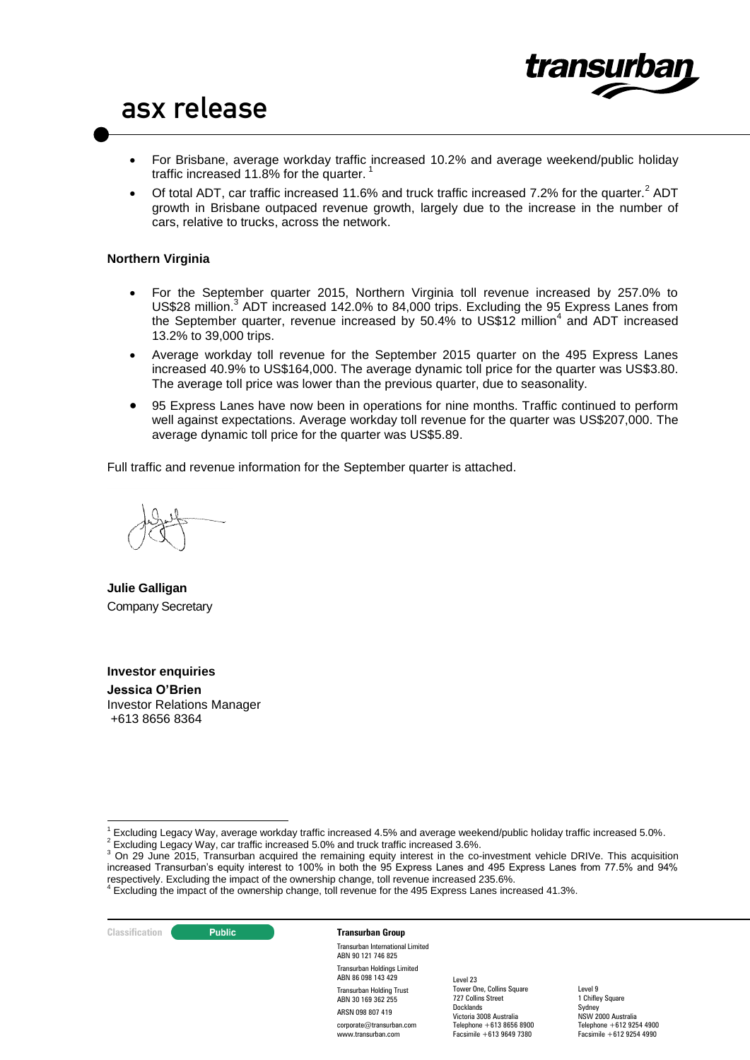- For Brisbane, average workday traffic increased 10.2% and average weekend/public holiday traffic increased 11.8% for the quarter. [1]
- Of total ADT, car traffic increased 11.6% and truck traffic increased 7.2% for the quarter.[2] ADT growth in Brisbane outpaced revenue growth, largely due to the increase in the number of cars, relative to trucks, across the network.

**Northern Virginia**

- For the September quarter 2015, Northern Virginia toll revenue increased by 257.0% to US$28 million.[3] ADT increased 142.0% to 84,000 trips. Excluding the 95 Express Lanes from the September quarter, revenue increased by 50.4% to US$12 million[4] and ADT increased 13.2% to 39,000 trips.
- Average workday toll revenue for the September 2015 quarter on the 495 Express Lanes increased 40.9% to US$164,000. The average dynamic toll price for the quarter was US$3.80. The average toll price was lower than the previous quarter, due to seasonality.
- 95 Express Lanes have now been in operations for nine months. Traffic continued to perform well against expectations. Average workday toll revenue for the quarter was US$207,000. The average dynamic toll price for the quarter was US$5.89.

Full traffic and revenue information for the September quarter is attached.

**Julie Galligan**
Company Secretary

**Investor enquiries**
**Jessica O'Brien**
Investor Relations Manager
+613 8656 8364

---

[1] Excluding Legacy Way, average workday traffic increased 4.5% and average weekend/public holiday traffic increased 5.0%.
[2] Excluding Legacy Way, car traffic increased 5.0% and truck traffic increased 3.6%.
[3] On 29 June 2015, Transurban acquired the remaining equity interest in the co-investment vehicle DRIVe. This acquisition increased Transurban's equity interest to 100% in both the 95 Express Lanes and 495 Express Lanes from 77.5% and 94% respectively. Excluding the impact of the ownership change, toll revenue increased 235.6%.
[4] Excluding the impact of the ownership change, toll revenue for the 495 Express Lanes increased 41.3%.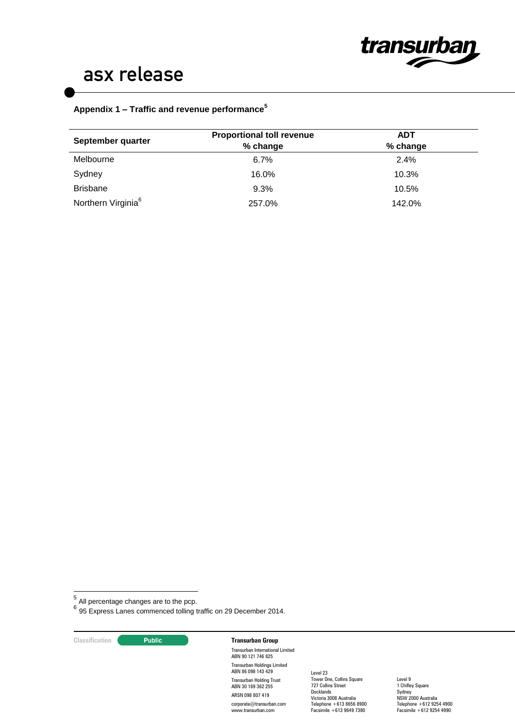## Appendix 1 – Traffic and revenue performance[5]

| September quarter | Proportional toll revenue % change | ADT % change |
|---|---|---|
| Melbourne | 6.7% | 2.4% |
| Sydney | 16.0% | 10.3% |
| Brisbane | 9.3% | 10.5% |
| Northern Virginia[6] | 257.0% | 142.0% |

[5] All percentage changes are to the pcp.

[6] 95 Express Lanes commenced tolling traffic on 29 December 2014.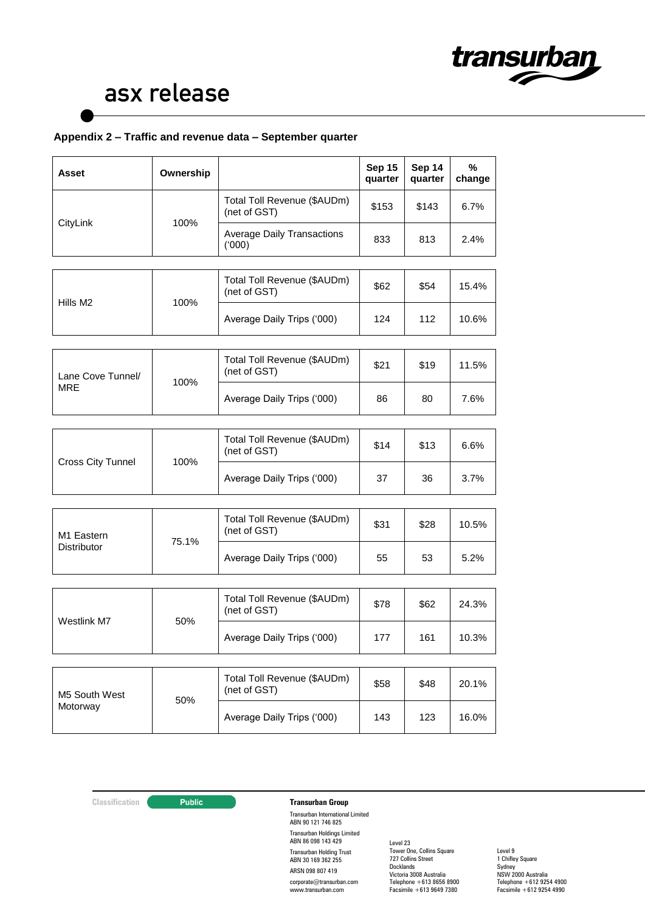## Appendix 2 – Traffic and revenue data – September quarter

| Asset | Ownership | | Sep 15 quarter | Sep 14 quarter | % change |
|---|---|---|---|---|---|
| CityLink | 100% | Total Toll Revenue ($AUDm) (net of GST) | $153 | $143 | 6.7% |
| | | Average Daily Transactions ('000) | 833 | 813 | 2.4% |
| Hills M2 | 100% | Total Toll Revenue ($AUDm) (net of GST) | $62 | $54 | 15.4% |
| | | Average Daily Trips ('000) | 124 | 112 | 10.6% |
| Lane Cove Tunnel/ MRE | 100% | Total Toll Revenue ($AUDm) (net of GST) | $21 | $19 | 11.5% |
| | | Average Daily Trips ('000) | 86 | 80 | 7.6% |
| Cross City Tunnel | 100% | Total Toll Revenue ($AUDm) (net of GST) | $14 | $13 | 6.6% |
| | | Average Daily Trips ('000) | 37 | 36 | 3.7% |
| M1 Eastern Distributor | 75.1% | Total Toll Revenue ($AUDm) (net of GST) | $31 | $28 | 10.5% |
| | | Average Daily Trips ('000) | 55 | 53 | 5.2% |
| Westlink M7 | 50% | Total Toll Revenue ($AUDm) (net of GST) | $78 | $62 | 24.3% |
| | | Average Daily Trips ('000) | 177 | 161 | 10.3% |
| M5 South West Motorway | 50% | Total Toll Revenue ($AUDm) (net of GST) | $58 | $48 | 20.1% |
| | | Average Daily Trips ('000) | 143 | 123 | 16.0% |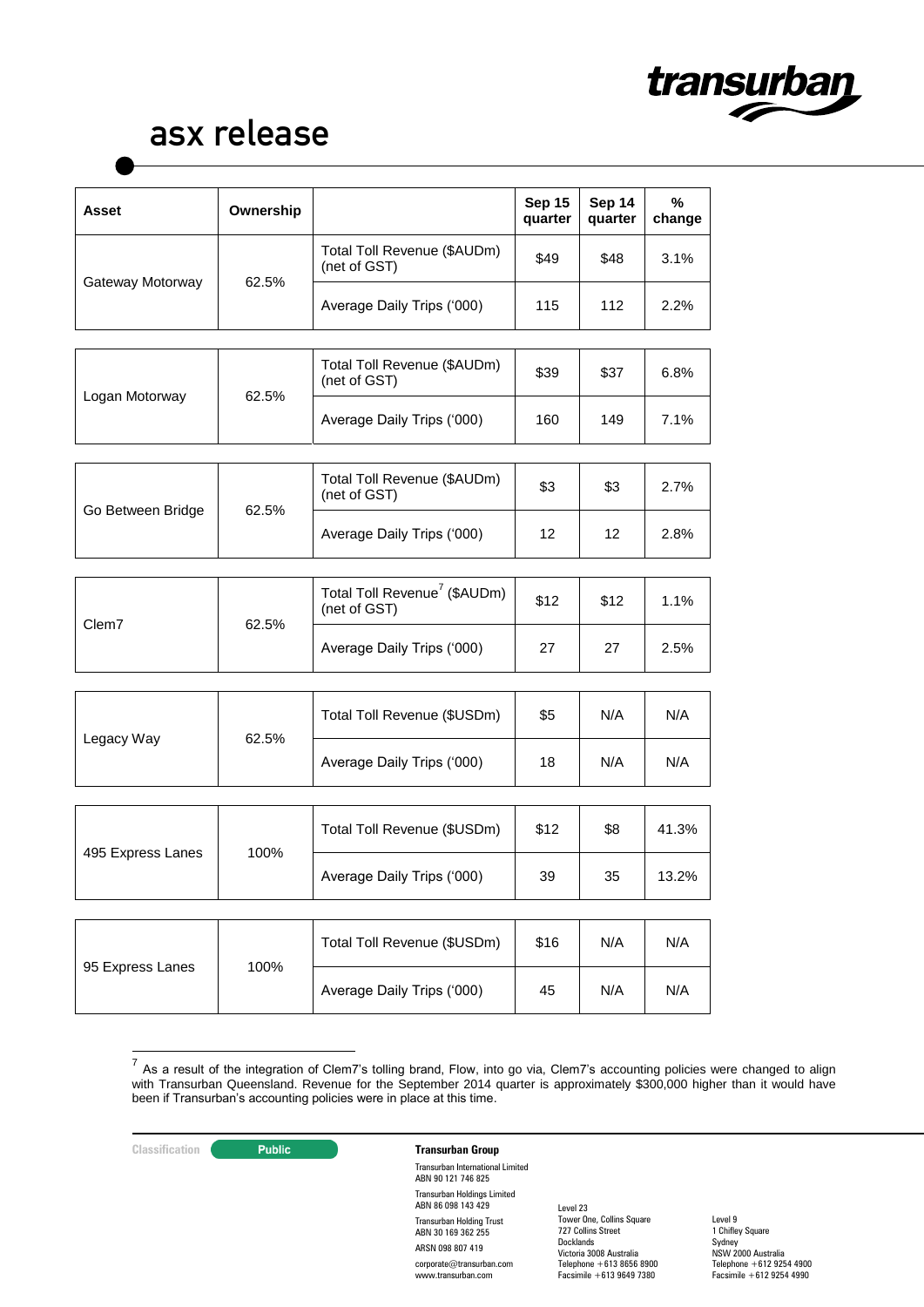| Asset | Ownership | | Sep 15 quarter | Sep 14 quarter | % change |
|---|---|---|---|---|---|
| Gateway Motorway | 62.5% | Total Toll Revenue ($AUDm) (net of GST) | $49 | $48 | 3.1% |
| | | Average Daily Trips ('000) | 115 | 112 | 2.2% |
| Logan Motorway | 62.5% | Total Toll Revenue ($AUDm) (net of GST) | $39 | $37 | 6.8% |
| | | Average Daily Trips ('000) | 160 | 149 | 7.1% |
| Go Between Bridge | 62.5% | Total Toll Revenue ($AUDm) (net of GST) | $3 | $3 | 2.7% |
| | | Average Daily Trips ('000) | 12 | 12 | 2.8% |
| Clem7 | 62.5% | Total Toll Revenue[7] ($AUDm) (net of GST) | $12 | $12 | 1.1% |
| | | Average Daily Trips ('000) | 27 | 27 | 2.5% |
| Legacy Way | 62.5% | Total Toll Revenue ($USDm) | $5 | N/A | N/A |
| | | Average Daily Trips ('000) | 18 | N/A | N/A |
| 495 Express Lanes | 100% | Total Toll Revenue ($USDm) | $12 | $8 | 41.3% |
| | | Average Daily Trips ('000) | 39 | 35 | 13.2% |
| 95 Express Lanes | 100% | Total Toll Revenue ($USDm) | $16 | N/A | N/A |
| | | Average Daily Trips ('000) | 45 | N/A | N/A |

[7] As a result of the integration of Clem7's tolling brand, Flow, into go via, Clem7's accounting policies were changed to align with Transurban Queensland. Revenue for the September 2014 quarter is approximately $300,000 higher than it would have been if Transurban's accounting policies were in place at this time.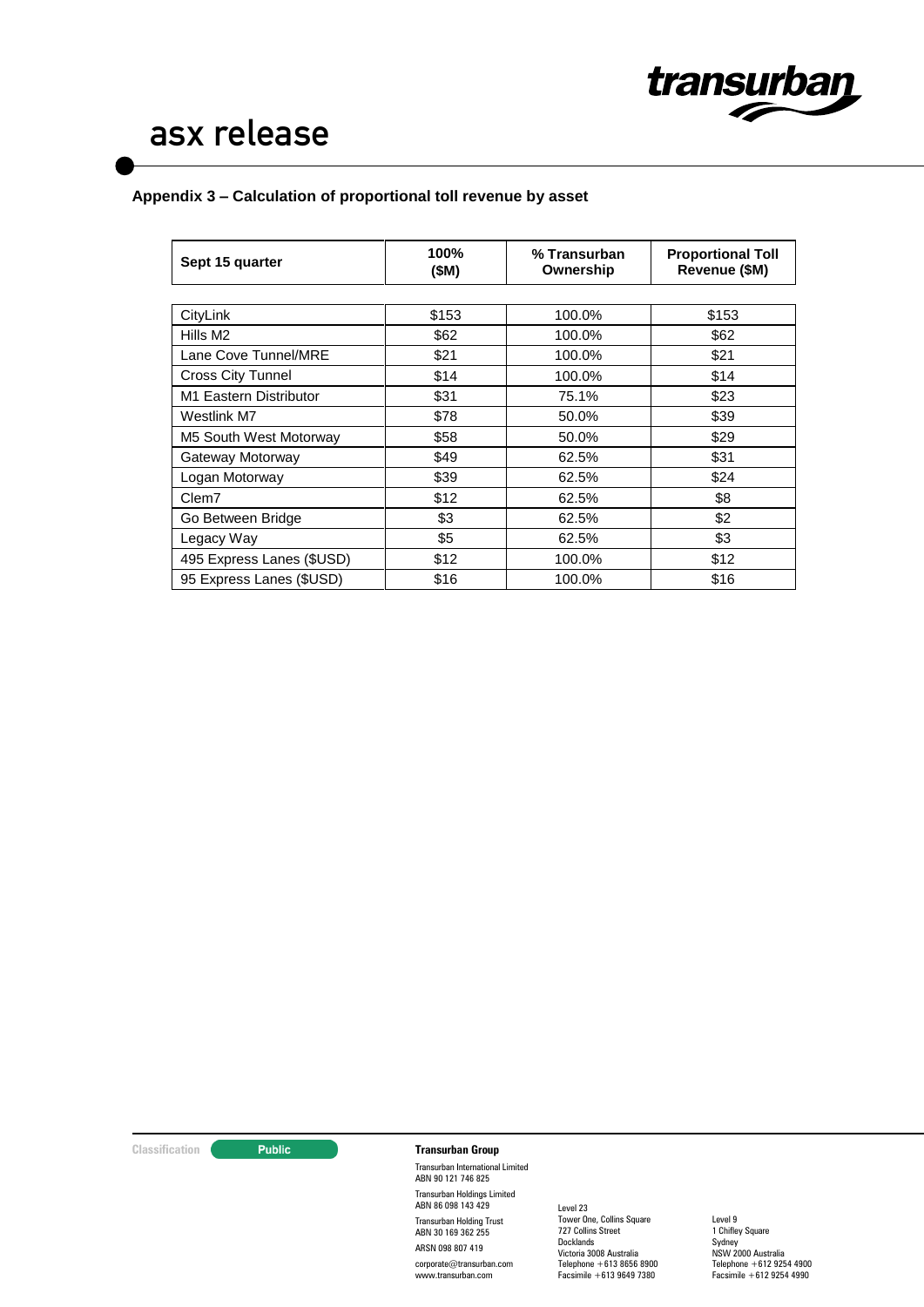## Appendix 3 – Calculation of proportional toll revenue by asset

| Sept 15 quarter | 100% ($M) | % Transurban Ownership | Proportional Toll Revenue ($M) |
|---|---|---|---|
| CityLink | $153 | 100.0% | $153 |
| Hills M2 | $62 | 100.0% | $62 |
| Lane Cove Tunnel/MRE | $21 | 100.0% | $21 |
| Cross City Tunnel | $14 | 100.0% | $14 |
| M1 Eastern Distributor | $31 | 75.1% | $23 |
| Westlink M7 | $78 | 50.0% | $39 |
| M5 South West Motorway | $58 | 50.0% | $29 |
| Gateway Motorway | $49 | 62.5% | $31 |
| Logan Motorway | $39 | 62.5% | $24 |
| Clem7 | $12 | 62.5% | $8 |
| Go Between Bridge | $3 | 62.5% | $2 |
| Legacy Way | $5 | 62.5% | $3 |
| 495 Express Lanes ($USD) | $12 | 100.0% | $12 |
| 95 Express Lanes ($USD) | $16 | 100.0% | $16 |